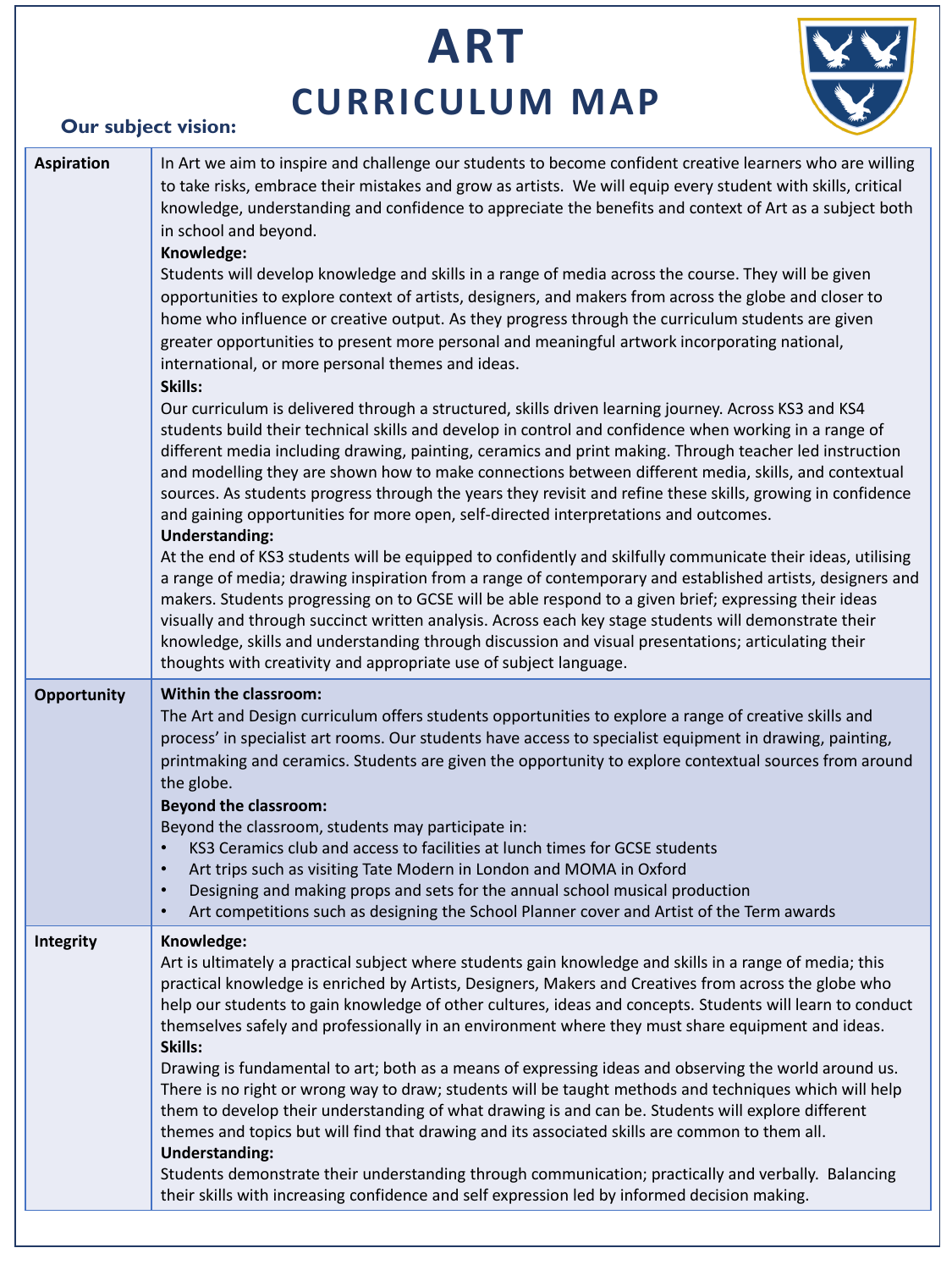# ART

## CURRICULUM MAP

### Our subject vision:

| | |
|---|---|
| **Aspiration** | In Art we aim to inspire and challenge our students to become confident creative learners who are willing to take risks, embrace their mistakes and grow as artists. We will equip every student with skills, critical knowledge, understanding and confidence to appreciate the benefits and context of Art as a subject both in school and beyond.<br>**Knowledge:**<br>Students will develop knowledge and skills in a range of media across the course. They will be given opportunities to explore context of artists, designers, and makers from across the globe and closer to home who influence or creative output. As they progress through the curriculum students are given greater opportunities to present more personal and meaningful artwork incorporating national, international, or more personal themes and ideas.<br>**Skills:**<br>Our curriculum is delivered through a structured, skills driven learning journey. Across KS3 and KS4 students build their technical skills and develop in control and confidence when working in a range of different media including drawing, painting, ceramics and print making. Through teacher led instruction and modelling they are shown how to make connections between different media, skills, and contextual sources. As students progress through the years they revisit and refine these skills, growing in confidence and gaining opportunities for more open, self-directed interpretations and outcomes.<br>**Understanding:**<br>At the end of KS3 students will be equipped to confidently and skilfully communicate their ideas, utilising a range of media; drawing inspiration from a range of contemporary and established artists, designers and makers. Students progressing on to GCSE will be able respond to a given brief; expressing their ideas visually and through succinct written analysis. Across each key stage students will demonstrate their knowledge, skills and understanding through discussion and visual presentations; articulating their thoughts with creativity and appropriate use of subject language. |
| **Opportunity** | **Within the classroom:**<br>The Art and Design curriculum offers students opportunities to explore a range of creative skills and process' in specialist art rooms. Our students have access to specialist equipment in drawing, painting, printmaking and ceramics. Students are given the opportunity to explore contextual sources from around the globe.<br>**Beyond the classroom:**<br>Beyond the classroom, students may participate in:<br>• KS3 Ceramics club and access to facilities at lunch times for GCSE students<br>• Art trips such as visiting Tate Modern in London and MOMA in Oxford<br>• Designing and making props and sets for the annual school musical production<br>• Art competitions such as designing the School Planner cover and Artist of the Term awards |
| **Integrity** | **Knowledge:**<br>Art is ultimately a practical subject where students gain knowledge and skills in a range of media; this practical knowledge is enriched by Artists, Designers, Makers and Creatives from across the globe who help our students to gain knowledge of other cultures, ideas and concepts. Students will learn to conduct themselves safely and professionally in an environment where they must share equipment and ideas.<br>**Skills:**<br>Drawing is fundamental to art; both as a means of expressing ideas and observing the world around us. There is no right or wrong way to draw; students will be taught methods and techniques which will help them to develop their understanding of what drawing is and can be. Students will explore different themes and topics but will find that drawing and its associated skills are common to them all.<br>**Understanding:**<br>Students demonstrate their understanding through communication; practically and verbally. Balancing their skills with increasing confidence and self expression led by informed decision making. |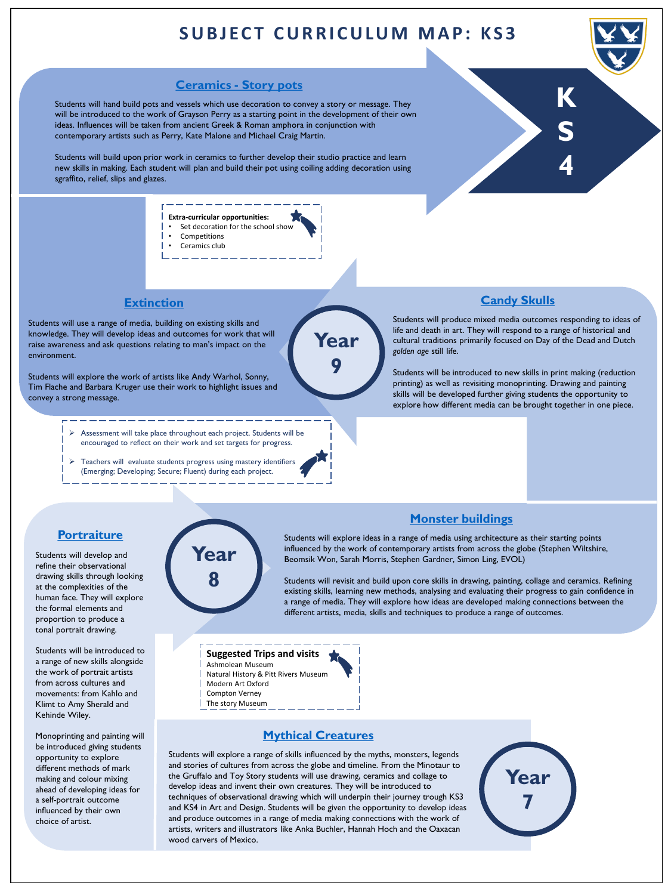# SUBJECT CURRICULUM MAP: KS3

## KS4

## Ceramics - Story pots

Students will hand build pots and vessels which use decoration to convey a story or message. They will be introduced to the work of Grayson Perry as a starting point in the development of their own ideas. Influences will be taken from ancient Greek & Roman amphora in conjunction with contemporary artists such as Perry, Kate Malone and Michael Craig Martin.

Students will build upon prior work in ceramics to further develop their studio practice and learn new skills in making. Each student will plan and build their pot using coiling adding decoration using sgraffito, relief, slips and glazes.

**Extra-curricular opportunities:**

- Set decoration for the school show
- Competitions
- Ceramics club

## Year 9

## Extinction

Students will use a range of media, building on existing skills and knowledge. They will develop ideas and outcomes for work that will raise awareness and ask questions relating to man's impact on the environment.

Students will explore the work of artists like Andy Warhol, Sonny, Tim Flache and Barbara Kruger use their work to highlight issues and convey a strong message.

## Candy Skulls

Students will produce mixed media outcomes responding to ideas of life and death in art. They will respond to a range of historical and cultural traditions primarily focused on Day of the Dead and Dutch *golden age* still life.

Students will be introduced to new skills in print making (reduction printing) as well as revisiting monoprinting. Drawing and painting skills will be developed further giving students the opportunity to explore how different media can be brought together in one piece.

- Assessment will take place throughout each project. Students will be encouraged to reflect on their work and set targets for progress.
- Teachers will evaluate students progress using mastery identifiers (Emerging; Developing; Secure; Fluent) during each project.

## Year 8

## Portraiture

Students will develop and refine their observational drawing skills through looking at the complexities of the human face. They will explore the formal elements and proportion to produce a tonal portrait drawing.

Students will be introduced to a range of new skills alongside the work of portrait artists from across cultures and movements: from Kahlo and Klimt to Amy Sherald and Kehinde Wiley.

Monoprinting and painting will be introduced giving students opportunity to explore different methods of mark making and colour mixing ahead of developing ideas for a self-portrait outcome influenced by their own choice of artist.

## Monster buildings

Students will explore ideas in a range of media using architecture as their starting points influenced by the work of contemporary artists from across the globe (Stephen Wiltshire, Beomsik Won, Sarah Morris, Stephen Gardner, Simon Ling, EVOL)

Students will revisit and build upon core skills in drawing, painting, collage and ceramics. Refining existing skills, learning new methods, analysing and evaluating their progress to gain confidence in a range of media. They will explore how ideas are developed making connections between the different artists, media, skills and techniques to produce a range of outcomes.

**Suggested Trips and visits**

Ashmolean Museum
Natural History & Pitt Rivers Museum
Modern Art Oxford
Compton Verney
The story Museum

## Year 7

## Mythical Creatures

Students will explore a range of skills influenced by the myths, monsters, legends and stories of cultures from across the globe and timeline. From the Minotaur to the Gruffalo and Toy Story students will use drawing, ceramics and collage to develop ideas and invent their own creatures. They will be introduced to techniques of observational drawing which will underpin their journey trough KS3 and KS4 in Art and Design. Students will be given the opportunity to develop ideas and produce outcomes in a range of media making connections with the work of artists, writers and illustrators like Anka Buchler, Hannah Hoch and the Oaxacan wood carvers of Mexico.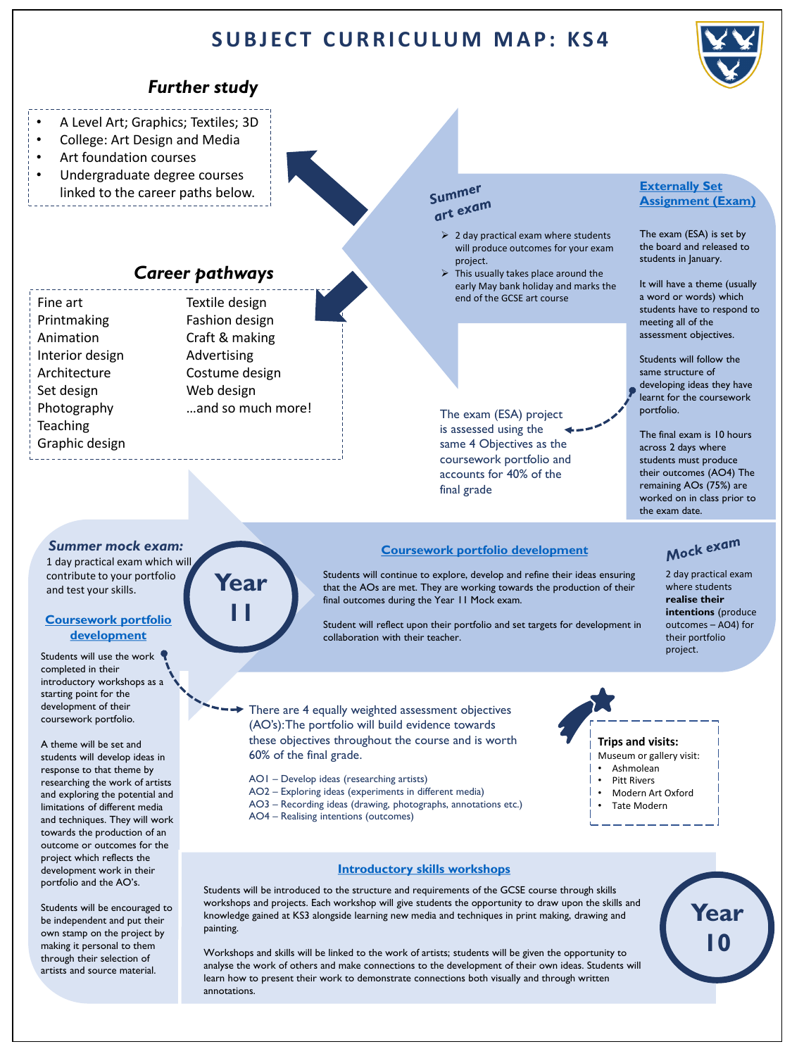# SUBJECT CURRICULUM MAP: KS4

## *Further study*

- A Level Art; Graphics; Textiles; 3D
- College: Art Design and Media
- Art foundation courses
- Undergraduate degree courses linked to the career paths below.

## *Career pathways*

| | |
|---|---|
| Fine art | Textile design |
| Printmaking | Fashion design |
| Animation | Craft & making |
| Interior design | Advertising |
| Architecture | Costume design |
| Set design | Web design |
| Photography | …and so much more! |
| Teaching | |
| Graphic design | |

### *Summer art exam*

- 2 day practical exam where students will produce outcomes for your exam project.
- This usually takes place around the early May bank holiday and marks the end of the GCSE art course

### Externally Set Assignment (Exam)

The exam (ESA) is set by the board and released to students in January.

It will have a theme (usually a word or words) which students have to respond to meeting all of the assessment objectives.

Students will follow the same structure of developing ideas they have learnt for the coursework portfolio.

The final exam is 10 hours across 2 days where students must produce their outcomes (AO4) The remaining AOs (75%) are worked on in class prior to the exam date.

The exam (ESA) project is assessed using the same 4 Objectives as the coursework portfolio and accounts for 40% of the final grade

## Year 11

### *Summer mock exam:*

1 day practical exam which will contribute to your portfolio and test your skills.

### Coursework portfolio development

Students will continue to explore, develop and refine their ideas ensuring that the AOs are met. They are working towards the production of their final outcomes during the Year 11 Mock exam.

Student will reflect upon their portfolio and set targets for development in collaboration with their teacher.

### *Mock exam*

2 day practical exam where students **realise their intentions** (produce outcomes – AO4) for their portfolio project.

### Coursework portfolio development

Students will use the work completed in their introductory workshops as a starting point for the development of their coursework portfolio.

A theme will be set and students will develop ideas in response to that theme by researching the work of artists and exploring the potential and limitations of different media and techniques. They will work towards the production of an outcome or outcomes for the project which reflects the development work in their portfolio and the AO's.

Students will be encouraged to be independent and put their own stamp on the project by making it personal to them through their selection of artists and source material.

There are 4 equally weighted assessment objectives (AO's):The portfolio will build evidence towards these objectives throughout the course and is worth 60% of the final grade.

- AO1 – Develop ideas (researching artists)
- AO2 – Exploring ideas (experiments in different media)
- AO3 – Recording ideas (drawing, photographs, annotations etc.)
- AO4 – Realising intentions (outcomes)

**Trips and visits:**

Museum or gallery visit:

- Ashmolean
- Pitt Rivers
- Modern Art Oxford
- Tate Modern

## Year 10

### Introductory skills workshops

Students will be introduced to the structure and requirements of the GCSE course through skills workshops and projects. Each workshop will give students the opportunity to draw upon the skills and knowledge gained at KS3 alongside learning new media and techniques in print making, drawing and painting.

Workshops and skills will be linked to the work of artists; students will be given the opportunity to analyse the work of others and make connections to the development of their own ideas. Students will learn how to present their work to demonstrate connections both visually and through written annotations.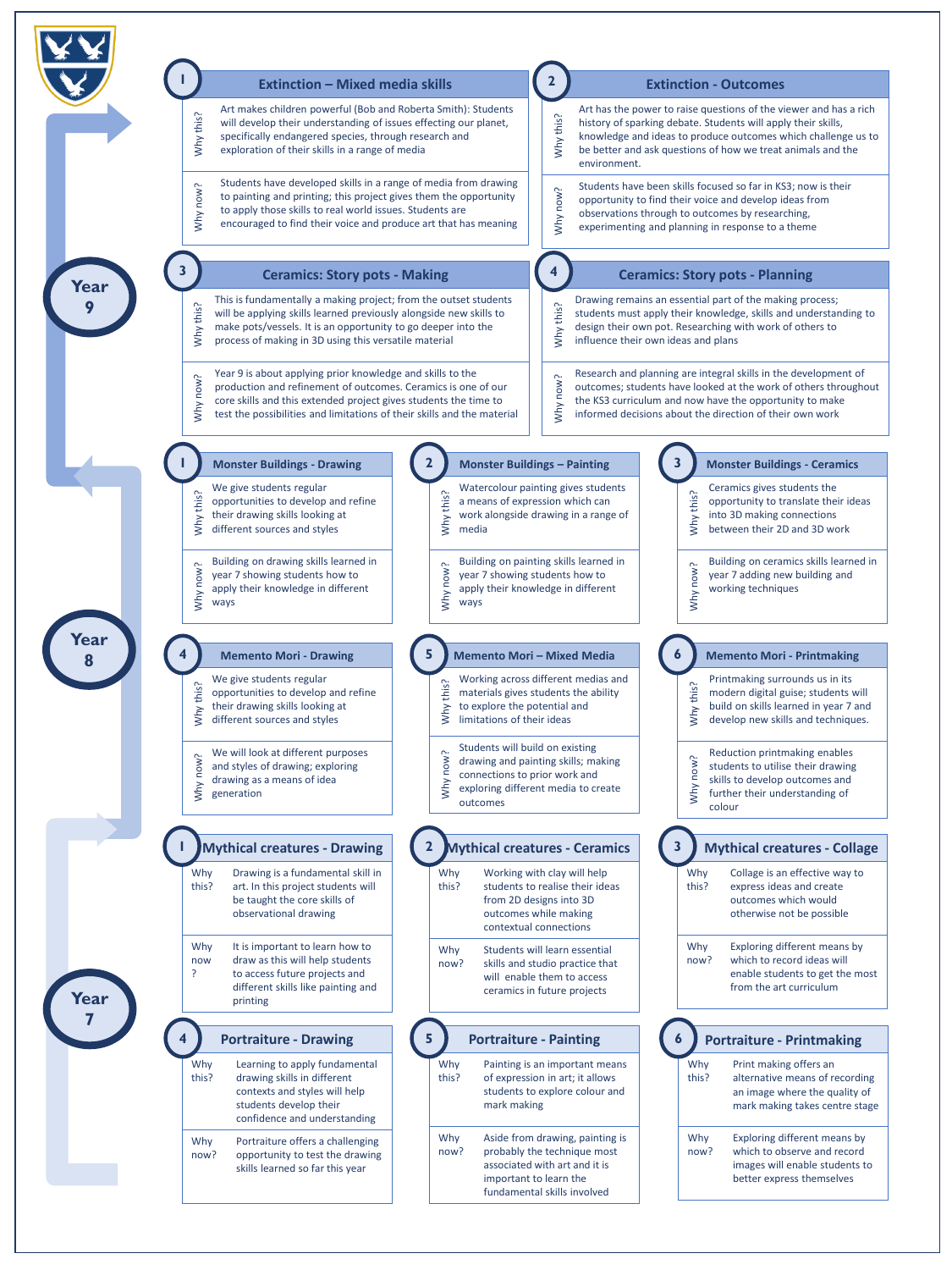## Year 9

### 1 Extinction – Mixed media skills

**Why this?** Art makes children powerful (Bob and Roberta Smith): Students will develop their understanding of issues effecting our planet, specifically endangered species, through research and exploration of their skills in a range of media

**Why now?** Students have developed skills in a range of media from drawing to painting and printing; this project gives them the opportunity to apply those skills to real world issues. Students are encouraged to find their voice and produce art that has meaning

### 2 Extinction - Outcomes

**Why this?** Art has the power to raise questions of the viewer and has a rich history of sparking debate. Students will apply their skills, knowledge and ideas to produce outcomes which challenge us to be better and ask questions of how we treat animals and the environment.

**Why now?** Students have been skills focused so far in KS3; now is their opportunity to find their voice and develop ideas from observations through to outcomes by researching, experimenting and planning in response to a theme

### 3 Ceramics: Story pots - Making

**Why this?** This is fundamentally a making project; from the outset students will be applying skills learned previously alongside new skills to make pots/vessels. It is an opportunity to go deeper into the process of making in 3D using this versatile material

**Why now?** Year 9 is about applying prior knowledge and skills to the production and refinement of outcomes. Ceramics is one of our core skills and this extended project gives students the time to test the possibilities and limitations of their skills and the material

### 4 Ceramics: Story pots - Planning

**Why this?** Drawing remains an essential part of the making process; students must apply their knowledge, skills and understanding to design their own pot. Researching with work of others to influence their own ideas and plans

**Why now?** Research and planning are integral skills in the development of outcomes; students have looked at the work of others throughout the KS3 curriculum and now have the opportunity to make informed decisions about the direction of their own work

## Year 8

### 1 Monster Buildings - Drawing

**Why this?** We give students regular opportunities to develop and refine their drawing skills looking at different sources and styles

**Why now?** Building on drawing skills learned in year 7 showing students how to apply their knowledge in different ways

### 2 Monster Buildings – Painting

**Why this?** Watercolour painting gives students a means of expression which can work alongside drawing in a range of media

**Why now?** Building on painting skills learned in year 7 showing students how to apply their knowledge in different ways

### 3 Monster Buildings - Ceramics

**Why this?** Ceramics gives students the opportunity to translate their ideas into 3D making connections between their 2D and 3D work

**Why now?** Building on ceramics skills learned in year 7 adding new building and working techniques

### 4 Memento Mori - Drawing

**Why this?** We give students regular opportunities to develop and refine their drawing skills looking at different sources and styles

**Why now?** We will look at different purposes and styles of drawing; exploring drawing as a means of idea generation

### 5 Memento Mori – Mixed Media

**Why this?** Working across different medias and materials gives students the ability to explore the potential and limitations of their ideas

**Why now?** Students will build on existing drawing and painting skills; making connections to prior work and exploring different media to create outcomes

### 6 Memento Mori - Printmaking

**Why this?** Printmaking surrounds us in its modern digital guise; students will build on skills learned in year 7 and develop new skills and techniques.

**Why now?** Reduction printmaking enables students to utilise their drawing skills to develop outcomes and further their understanding of colour

## Year 7

### 1 Mythical creatures - Drawing

**Why this?** Drawing is a fundamental skill in art. In this project students will be taught the core skills of observational drawing

**Why now?** It is important to learn how to draw as this will help students to access future projects and different skills like painting and printing

### 2 Mythical creatures - Ceramics

**Why this?** Working with clay will help students to realise their ideas from 2D designs into 3D outcomes while making contextual connections

**Why now?** Students will learn essential skills and studio practice that will enable them to access ceramics in future projects

### 3 Mythical creatures - Collage

**Why this?** Collage is an effective way to express ideas and create outcomes which would otherwise not be possible

**Why now?** Exploring different means by which to record ideas will enable students to get the most from the art curriculum

### 4 Portraiture - Drawing

**Why this?** Learning to apply fundamental drawing skills in different contexts and styles will help students develop their confidence and understanding

**Why now?** Portraiture offers a challenging opportunity to test the drawing skills learned so far this year

### 5 Portraiture - Painting

**Why this?** Painting is an important means of expression in art; it allows students to explore colour and mark making

**Why now?** Aside from drawing, painting is probably the technique most associated with art and it is important to learn the fundamental skills involved

### 6 Portraiture - Printmaking

**Why this?** Print making offers an alternative means of recording an image where the quality of mark making takes centre stage

**Why now?** Exploring different means by which to observe and record images will enable students to better express themselves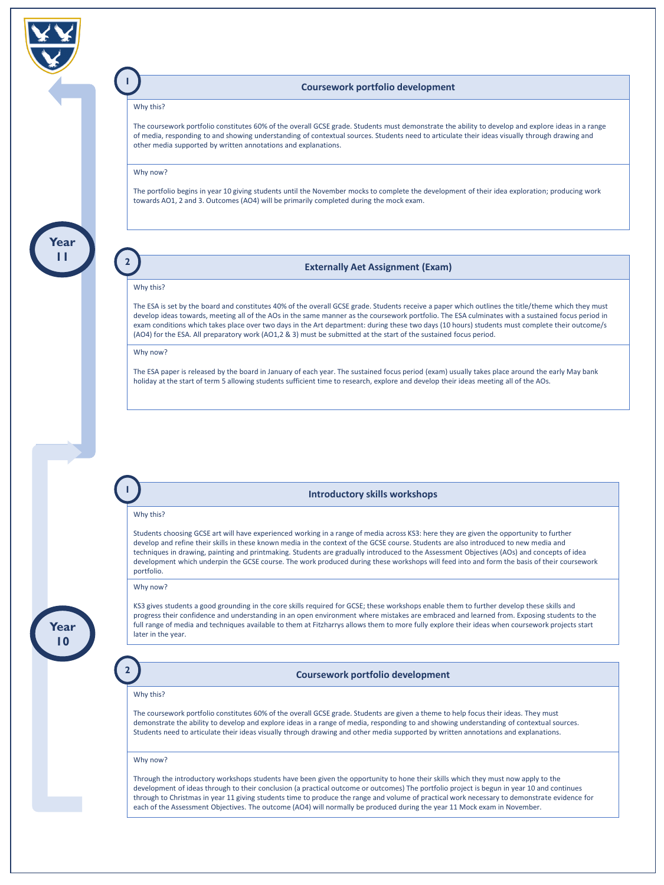## Year 11

### 1 Coursework portfolio development

Why this?

The coursework portfolio constitutes 60% of the overall GCSE grade. Students must demonstrate the ability to develop and explore ideas in a range of media, responding to and showing understanding of contextual sources. Students need to articulate their ideas visually through drawing and other media supported by written annotations and explanations.

Why now?

The portfolio begins in year 10 giving students until the November mocks to complete the development of their idea exploration; producing work towards AO1, 2 and 3. Outcomes (AO4) will be primarily completed during the mock exam.

### 2 Externally Aet Assignment (Exam)

Why this?

The ESA is set by the board and constitutes 40% of the overall GCSE grade. Students receive a paper which outlines the title/theme which they must develop ideas towards, meeting all of the AOs in the same manner as the coursework portfolio. The ESA culminates with a sustained focus period in exam conditions which takes place over two days in the Art department: during these two days (10 hours) students must complete their outcome/s (AO4) for the ESA. All preparatory work (AO1,2 & 3) must be submitted at the start of the sustained focus period.

Why now?

The ESA paper is released by the board in January of each year. The sustained focus period (exam) usually takes place around the early May bank holiday at the start of term 5 allowing students sufficient time to research, explore and develop their ideas meeting all of the AOs.

## Year 10

### 1 Introductory skills workshops

Why this?

Students choosing GCSE art will have experienced working in a range of media across KS3: here they are given the opportunity to further develop and refine their skills in these known media in the context of the GCSE course. Students are also introduced to new media and techniques in drawing, painting and printmaking. Students are gradually introduced to the Assessment Objectives (AOs) and concepts of idea development which underpin the GCSE course. The work produced during these workshops will feed into and form the basis of their coursework portfolio.

Why now?

KS3 gives students a good grounding in the core skills required for GCSE; these workshops enable them to further develop these skills and progress their confidence and understanding in an open environment where mistakes are embraced and learned from. Exposing students to the full range of media and techniques available to them at Fitzharrys allows them to more fully explore their ideas when coursework projects start later in the year.

### 2 Coursework portfolio development

Why this?

The coursework portfolio constitutes 60% of the overall GCSE grade. Students are given a theme to help focus their ideas. They must demonstrate the ability to develop and explore ideas in a range of media, responding to and showing understanding of contextual sources. Students need to articulate their ideas visually through drawing and other media supported by written annotations and explanations.

Why now?

Through the introductory workshops students have been given the opportunity to hone their skills which they must now apply to the development of ideas through to their conclusion (a practical outcome or outcomes) The portfolio project is begun in year 10 and continues through to Christmas in year 11 giving students time to produce the range and volume of practical work necessary to demonstrate evidence for each of the Assessment Objectives. The outcome (AO4) will normally be produced during the year 11 Mock exam in November.